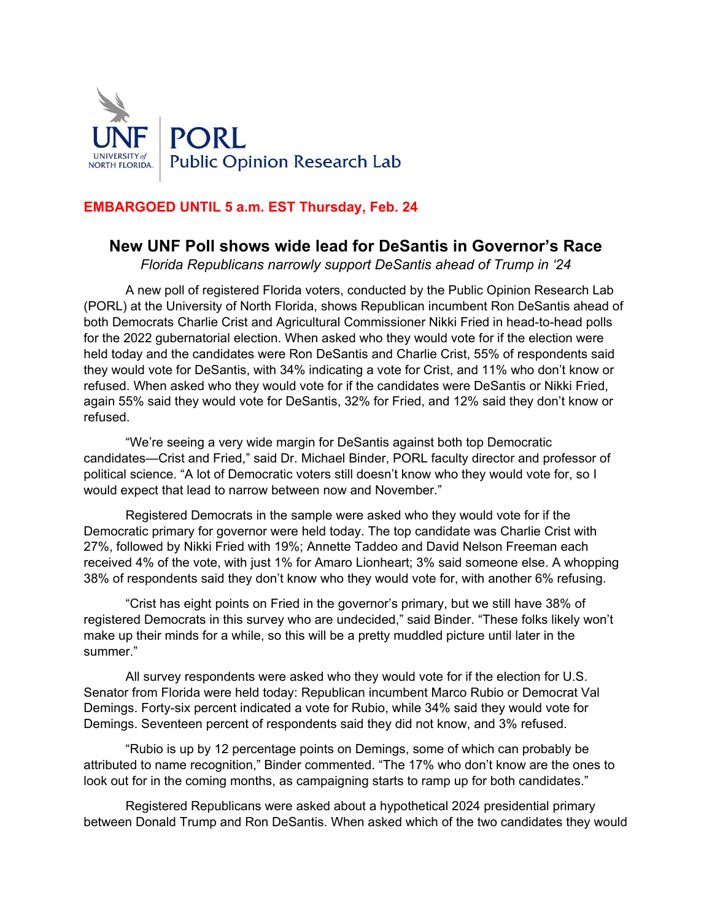UNF UNIVERSITY of NORTH FLORIDA | PORL Public Opinion Research Lab

**EMBARGOED UNTIL 5 a.m. EST Thursday, Feb. 24**

## New UNF Poll shows wide lead for DeSantis in Governor's Race

*Florida Republicans narrowly support DeSantis ahead of Trump in '24*

A new poll of registered Florida voters, conducted by the Public Opinion Research Lab (PORL) at the University of North Florida, shows Republican incumbent Ron DeSantis ahead of both Democrats Charlie Crist and Agricultural Commissioner Nikki Fried in head-to-head polls for the 2022 gubernatorial election. When asked who they would vote for if the election were held today and the candidates were Ron DeSantis and Charlie Crist, 55% of respondents said they would vote for DeSantis, with 34% indicating a vote for Crist, and 11% who don't know or refused. When asked who they would vote for if the candidates were DeSantis or Nikki Fried, again 55% said they would vote for DeSantis, 32% for Fried, and 12% said they don't know or refused.

"We're seeing a very wide margin for DeSantis against both top Democratic candidates—Crist and Fried," said Dr. Michael Binder, PORL faculty director and professor of political science. "A lot of Democratic voters still doesn't know who they would vote for, so I would expect that lead to narrow between now and November."

Registered Democrats in the sample were asked who they would vote for if the Democratic primary for governor were held today. The top candidate was Charlie Crist with 27%, followed by Nikki Fried with 19%; Annette Taddeo and David Nelson Freeman each received 4% of the vote, with just 1% for Amaro Lionheart; 3% said someone else. A whopping 38% of respondents said they don't know who they would vote for, with another 6% refusing.

"Crist has eight points on Fried in the governor's primary, but we still have 38% of registered Democrats in this survey who are undecided," said Binder. "These folks likely won't make up their minds for a while, so this will be a pretty muddled picture until later in the summer."

All survey respondents were asked who they would vote for if the election for U.S. Senator from Florida were held today: Republican incumbent Marco Rubio or Democrat Val Demings. Forty-six percent indicated a vote for Rubio, while 34% said they would vote for Demings. Seventeen percent of respondents said they did not know, and 3% refused.

"Rubio is up by 12 percentage points on Demings, some of which can probably be attributed to name recognition," Binder commented. "The 17% who don't know are the ones to look out for in the coming months, as campaigning starts to ramp up for both candidates."

Registered Republicans were asked about a hypothetical 2024 presidential primary between Donald Trump and Ron DeSantis. When asked which of the two candidates they would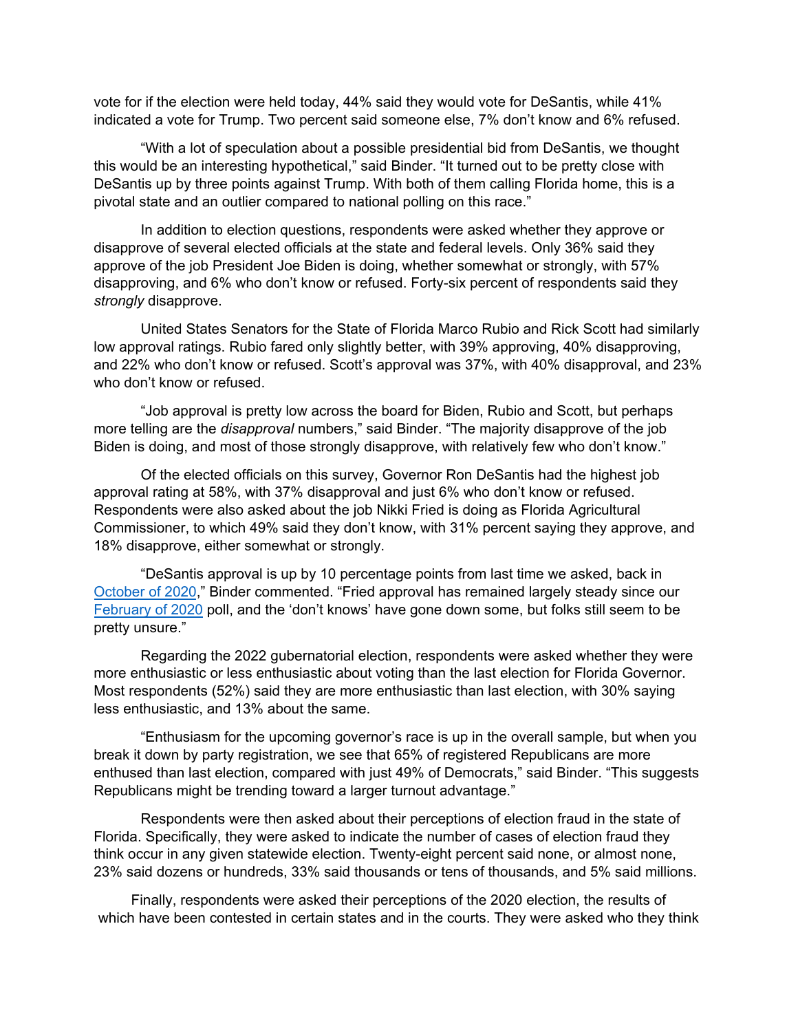vote for if the election were held today, 44% said they would vote for DeSantis, while 41% indicated a vote for Trump. Two percent said someone else, 7% don't know and 6% refused.

"With a lot of speculation about a possible presidential bid from DeSantis, we thought this would be an interesting hypothetical," said Binder. "It turned out to be pretty close with DeSantis up by three points against Trump. With both of them calling Florida home, this is a pivotal state and an outlier compared to national polling on this race."

In addition to election questions, respondents were asked whether they approve or disapprove of several elected officials at the state and federal levels. Only 36% said they approve of the job President Joe Biden is doing, whether somewhat or strongly, with 57% disapproving, and 6% who don't know or refused. Forty-six percent of respondents said they *strongly* disapprove.

United States Senators for the State of Florida Marco Rubio and Rick Scott had similarly low approval ratings. Rubio fared only slightly better, with 39% approving, 40% disapproving, and 22% who don't know or refused. Scott's approval was 37%, with 40% disapproval, and 23% who don't know or refused.

"Job approval is pretty low across the board for Biden, Rubio and Scott, but perhaps more telling are the *disapproval* numbers," said Binder. "The majority disapprove of the job Biden is doing, and most of those strongly disapprove, with relatively few who don't know."

Of the elected officials on this survey, Governor Ron DeSantis had the highest job approval rating at 58%, with 37% disapproval and just 6% who don't know or refused. Respondents were also asked about the job Nikki Fried is doing as Florida Agricultural Commissioner, to which 49% said they don't know, with 31% percent saying they approve, and 18% disapprove, either somewhat or strongly.

"DeSantis approval is up by 10 percentage points from last time we asked, back in October of 2020," Binder commented. "Fried approval has remained largely steady since our February of 2020 poll, and the 'don't knows' have gone down some, but folks still seem to be pretty unsure."

Regarding the 2022 gubernatorial election, respondents were asked whether they were more enthusiastic or less enthusiastic about voting than the last election for Florida Governor. Most respondents (52%) said they are more enthusiastic than last election, with 30% saying less enthusiastic, and 13% about the same.

"Enthusiasm for the upcoming governor's race is up in the overall sample, but when you break it down by party registration, we see that 65% of registered Republicans are more enthused than last election, compared with just 49% of Democrats," said Binder. "This suggests Republicans might be trending toward a larger turnout advantage."

Respondents were then asked about their perceptions of election fraud in the state of Florida. Specifically, they were asked to indicate the number of cases of election fraud they think occur in any given statewide election. Twenty-eight percent said none, or almost none, 23% said dozens or hundreds, 33% said thousands or tens of thousands, and 5% said millions.

Finally, respondents were asked their perceptions of the 2020 election, the results of which have been contested in certain states and in the courts. They were asked who they think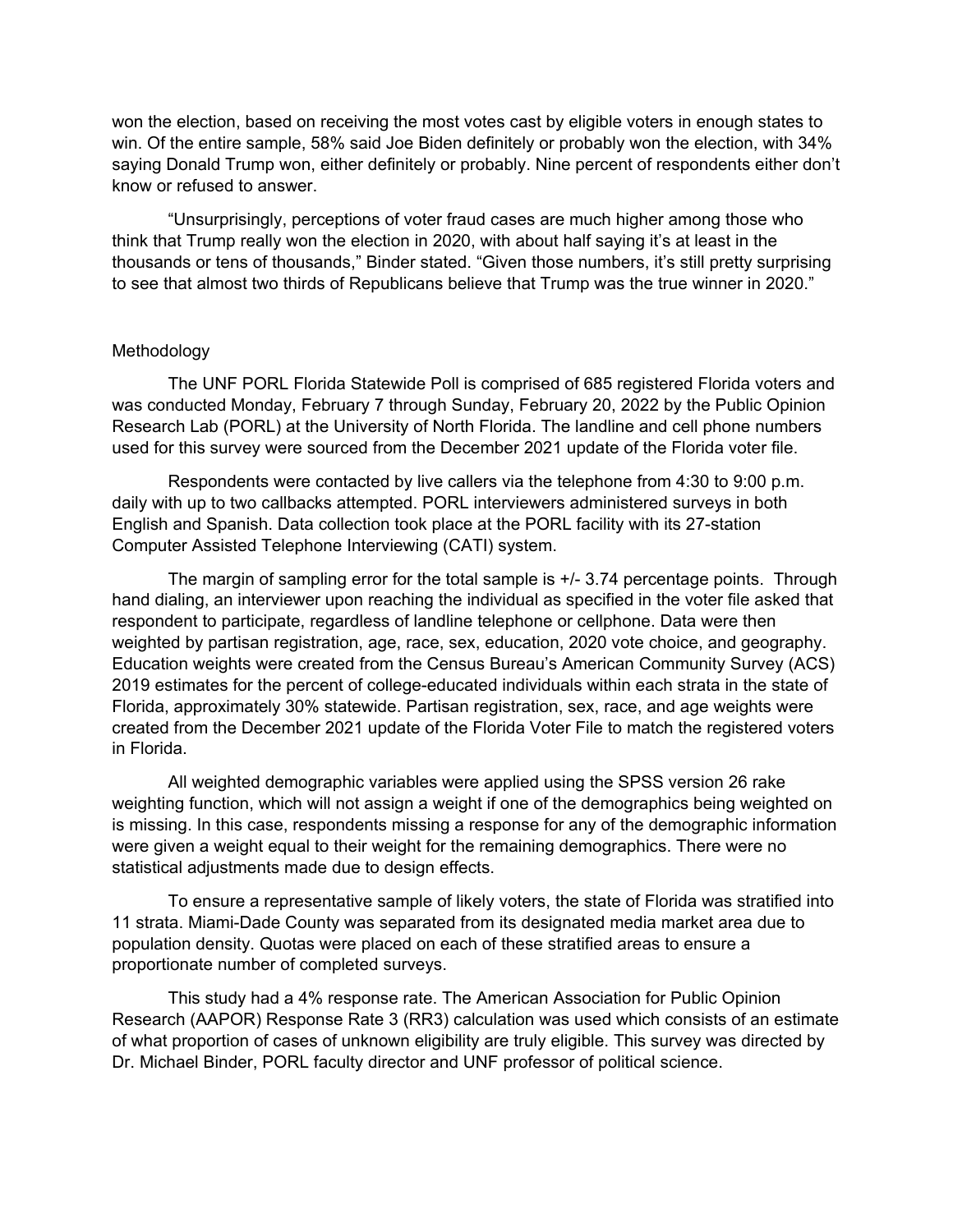won the election, based on receiving the most votes cast by eligible voters in enough states to win. Of the entire sample, 58% said Joe Biden definitely or probably won the election, with 34% saying Donald Trump won, either definitely or probably. Nine percent of respondents either don't know or refused to answer.

"Unsurprisingly, perceptions of voter fraud cases are much higher among those who think that Trump really won the election in 2020, with about half saying it's at least in the thousands or tens of thousands," Binder stated. "Given those numbers, it's still pretty surprising to see that almost two thirds of Republicans believe that Trump was the true winner in 2020."

## Methodology

The UNF PORL Florida Statewide Poll is comprised of 685 registered Florida voters and was conducted Monday, February 7 through Sunday, February 20, 2022 by the Public Opinion Research Lab (PORL) at the University of North Florida. The landline and cell phone numbers used for this survey were sourced from the December 2021 update of the Florida voter file.

Respondents were contacted by live callers via the telephone from 4:30 to 9:00 p.m. daily with up to two callbacks attempted. PORL interviewers administered surveys in both English and Spanish. Data collection took place at the PORL facility with its 27-station Computer Assisted Telephone Interviewing (CATI) system.

The margin of sampling error for the total sample is +/- 3.74 percentage points. Through hand dialing, an interviewer upon reaching the individual as specified in the voter file asked that respondent to participate, regardless of landline telephone or cellphone. Data were then weighted by partisan registration, age, race, sex, education, 2020 vote choice, and geography. Education weights were created from the Census Bureau's American Community Survey (ACS) 2019 estimates for the percent of college-educated individuals within each strata in the state of Florida, approximately 30% statewide. Partisan registration, sex, race, and age weights were created from the December 2021 update of the Florida Voter File to match the registered voters in Florida.

All weighted demographic variables were applied using the SPSS version 26 rake weighting function, which will not assign a weight if one of the demographics being weighted on is missing. In this case, respondents missing a response for any of the demographic information were given a weight equal to their weight for the remaining demographics. There were no statistical adjustments made due to design effects.

To ensure a representative sample of likely voters, the state of Florida was stratified into 11 strata. Miami-Dade County was separated from its designated media market area due to population density. Quotas were placed on each of these stratified areas to ensure a proportionate number of completed surveys.

This study had a 4% response rate. The American Association for Public Opinion Research (AAPOR) Response Rate 3 (RR3) calculation was used which consists of an estimate of what proportion of cases of unknown eligibility are truly eligible. This survey was directed by Dr. Michael Binder, PORL faculty director and UNF professor of political science.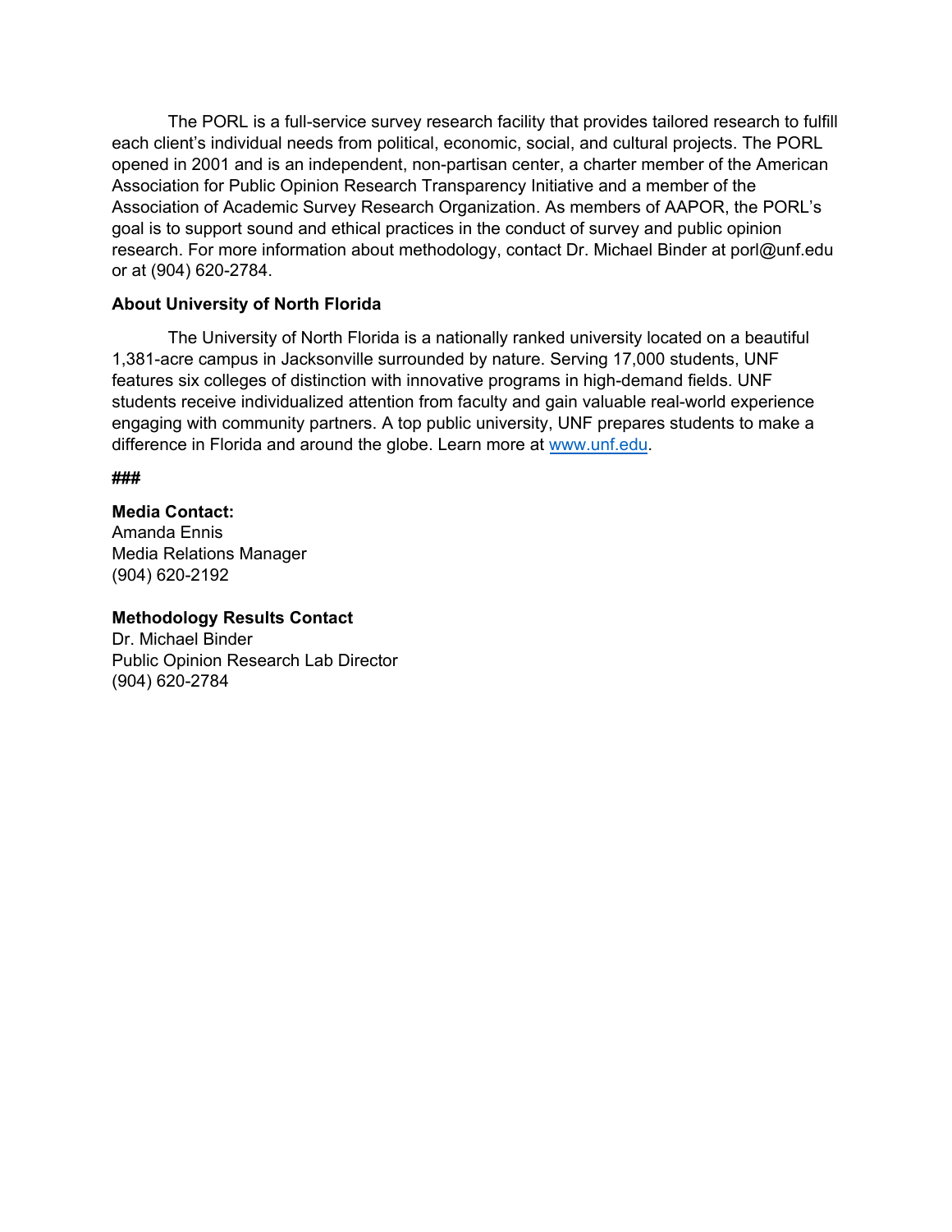The PORL is a full-service survey research facility that provides tailored research to fulfill each client's individual needs from political, economic, social, and cultural projects. The PORL opened in 2001 and is an independent, non-partisan center, a charter member of the American Association for Public Opinion Research Transparency Initiative and a member of the Association of Academic Survey Research Organization. As members of AAPOR, the PORL's goal is to support sound and ethical practices in the conduct of survey and public opinion research. For more information about methodology, contact Dr. Michael Binder at porl@unf.edu or at (904) 620-2784.

**About University of North Florida**

The University of North Florida is a nationally ranked university located on a beautiful 1,381-acre campus in Jacksonville surrounded by nature. Serving 17,000 students, UNF features six colleges of distinction with innovative programs in high-demand fields. UNF students receive individualized attention from faculty and gain valuable real-world experience engaging with community partners. A top public university, UNF prepares students to make a difference in Florida and around the globe. Learn more at www.unf.edu.

**###**

**Media Contact:**
Amanda Ennis
Media Relations Manager
(904) 620-2192

**Methodology Results Contact**
Dr. Michael Binder
Public Opinion Research Lab Director
(904) 620-2784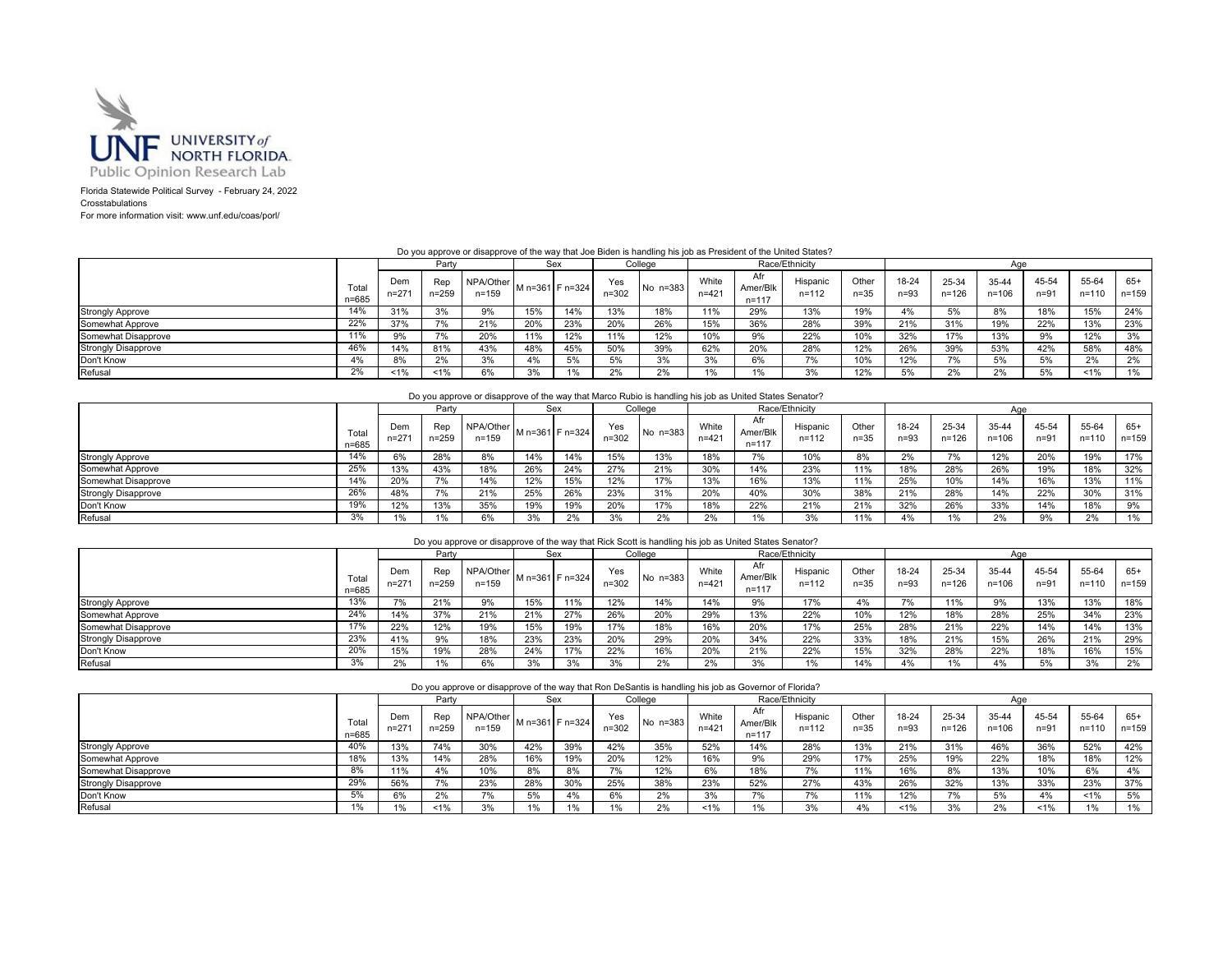UNF UNIVERSITY of NORTH FLORIDA. Public Opinion Research Lab

Florida Statewide Political Survey - February 24, 2022
Crosstabulations
For more information visit: www.unf.edu/coas/porl/

Do you approve or disapprove of the way that Joe Biden is handling his job as President of the United States?

| | Total n=685 | Party | | | Sex | | College | | Race/Ethnicity | | | | Age | | | | | |
|---|---|---|---|---|---|---|---|---|---|---|---|---|---|---|---|---|---|---|
| | | Dem n=271 | Rep n=259 | NPA/Other n=159 | M n=361 | F n=324 | Yes n=302 | No n=383 | White n=421 | Afr Amer/Blk n=117 | Hispanic n=112 | Other n=35 | 18-24 n=93 | 25-34 n=126 | 35-44 n=106 | 45-54 n=91 | 55-64 n=110 | 65+ n=159 |
| Strongly Approve | 14% | 31% | 3% | 9% | 15% | 14% | 13% | 18% | 11% | 29% | 13% | 19% | 4% | 5% | 8% | 18% | 15% | 24% |
| Somewhat Approve | 22% | 37% | 7% | 21% | 20% | 23% | 20% | 26% | 15% | 36% | 28% | 39% | 21% | 31% | 19% | 22% | 13% | 23% |
| Somewhat Disapprove | 11% | 9% | 7% | 20% | 11% | 12% | 11% | 12% | 10% | 9% | 22% | 10% | 32% | 17% | 13% | 9% | 12% | 3% |
| Strongly Disapprove | 46% | 14% | 81% | 43% | 48% | 45% | 50% | 39% | 62% | 20% | 28% | 12% | 26% | 39% | 53% | 42% | 58% | 48% |
| Don't Know | 4% | 8% | 2% | 3% | 4% | 5% | 5% | 3% | 3% | 6% | 7% | 10% | 12% | 7% | 5% | 5% | 2% | 2% |
| Refusal | 2% | <1% | <1% | 6% | 3% | 1% | 2% | 2% | 1% | 1% | 3% | 12% | 5% | 2% | 2% | 5% | <1% | 1% |

Do you approve or disapprove of the way that Marco Rubio is handling his job as United States Senator?

| | Total n=685 | Party | | | Sex | | College | | Race/Ethnicity | | | | Age | | | | | |
|---|---|---|---|---|---|---|---|---|---|---|---|---|---|---|---|---|---|---|
| | | Dem n=271 | Rep n=259 | NPA/Other n=159 | M n=361 | F n=324 | Yes n=302 | No n=383 | White n=421 | Afr Amer/Blk n=117 | Hispanic n=112 | Other n=35 | 18-24 n=93 | 25-34 n=126 | 35-44 n=106 | 45-54 n=91 | 55-64 n=110 | 65+ n=159 |
| Strongly Approve | 14% | 6% | 28% | 8% | 14% | 14% | 15% | 13% | 18% | 7% | 10% | 8% | 2% | 7% | 12% | 20% | 19% | 17% |
| Somewhat Approve | 25% | 13% | 43% | 18% | 26% | 24% | 27% | 21% | 30% | 14% | 23% | 11% | 18% | 28% | 26% | 19% | 18% | 32% |
| Somewhat Disapprove | 14% | 20% | 7% | 14% | 12% | 15% | 12% | 17% | 13% | 16% | 13% | 11% | 25% | 10% | 14% | 16% | 13% | 11% |
| Strongly Disapprove | 26% | 48% | 7% | 21% | 25% | 26% | 23% | 31% | 20% | 40% | 30% | 38% | 21% | 28% | 14% | 22% | 30% | 31% |
| Don't Know | 19% | 12% | 13% | 35% | 19% | 19% | 20% | 17% | 18% | 22% | 21% | 21% | 32% | 26% | 33% | 14% | 18% | 9% |
| Refusal | 3% | 1% | 1% | 6% | 3% | 2% | 3% | 2% | 2% | 1% | 3% | 11% | 4% | 1% | 2% | 9% | 2% | 1% |

Do you approve or disapprove of the way that Rick Scott is handling his job as United States Senator?

| | Total n=685 | Party | | | Sex | | College | | Race/Ethnicity | | | | Age | | | | | |
|---|---|---|---|---|---|---|---|---|---|---|---|---|---|---|---|---|---|---|
| | | Dem n=271 | Rep n=259 | NPA/Other n=159 | M n=361 | F n=324 | Yes n=302 | No n=383 | White n=421 | Afr Amer/Blk n=117 | Hispanic n=112 | Other n=35 | 18-24 n=93 | 25-34 n=126 | 35-44 n=106 | 45-54 n=91 | 55-64 n=110 | 65+ n=159 |
| Strongly Approve | 13% | 7% | 21% | 9% | 15% | 11% | 12% | 14% | 14% | 9% | 17% | 4% | 7% | 11% | 9% | 13% | 13% | 18% |
| Somewhat Approve | 24% | 14% | 37% | 21% | 21% | 27% | 26% | 20% | 29% | 13% | 22% | 10% | 12% | 18% | 28% | 25% | 34% | 23% |
| Somewhat Disapprove | 17% | 22% | 12% | 19% | 15% | 19% | 17% | 18% | 16% | 20% | 17% | 25% | 28% | 21% | 22% | 14% | 14% | 13% |
| Strongly Disapprove | 23% | 41% | 9% | 18% | 23% | 23% | 20% | 29% | 20% | 34% | 22% | 33% | 18% | 21% | 15% | 26% | 21% | 29% |
| Don't Know | 20% | 15% | 19% | 28% | 24% | 17% | 22% | 16% | 20% | 21% | 22% | 15% | 32% | 28% | 22% | 18% | 16% | 15% |
| Refusal | 3% | 2% | 1% | 6% | 3% | 3% | 3% | 2% | 2% | 3% | 1% | 14% | 4% | 1% | 4% | 5% | 3% | 2% |

Do you approve or disapprove of the way that Ron DeSantis is handling his job as Governor of Florida?

| | Total n=685 | Party | | | Sex | | College | | Race/Ethnicity | | | | Age | | | | | |
|---|---|---|---|---|---|---|---|---|---|---|---|---|---|---|---|---|---|---|
| | | Dem n=271 | Rep n=259 | NPA/Other n=159 | M n=361 | F n=324 | Yes n=302 | No n=383 | White n=421 | Afr Amer/Blk n=117 | Hispanic n=112 | Other n=35 | 18-24 n=93 | 25-34 n=126 | 35-44 n=106 | 45-54 n=91 | 55-64 n=110 | 65+ n=159 |
| Strongly Approve | 40% | 13% | 74% | 30% | 42% | 39% | 42% | 35% | 52% | 14% | 28% | 13% | 21% | 31% | 46% | 36% | 52% | 42% |
| Somewhat Approve | 18% | 13% | 14% | 28% | 16% | 19% | 20% | 12% | 16% | 9% | 29% | 17% | 25% | 19% | 22% | 18% | 18% | 12% |
| Somewhat Disapprove | 8% | 11% | 4% | 10% | 8% | 8% | 7% | 12% | 6% | 18% | 7% | 11% | 16% | 8% | 13% | 10% | 6% | 4% |
| Strongly Disapprove | 29% | 56% | 7% | 23% | 28% | 30% | 25% | 38% | 23% | 52% | 27% | 43% | 26% | 32% | 13% | 33% | 23% | 37% |
| Don't Know | 5% | 6% | 2% | 7% | 5% | 4% | 6% | 2% | 3% | 7% | 7% | 11% | 12% | 7% | 5% | 4% | <1% | 5% |
| Refusal | 1% | 1% | <1% | 3% | 1% | 1% | 1% | 2% | <1% | 1% | 3% | 4% | <1% | 3% | 2% | <1% | 1% | 1% |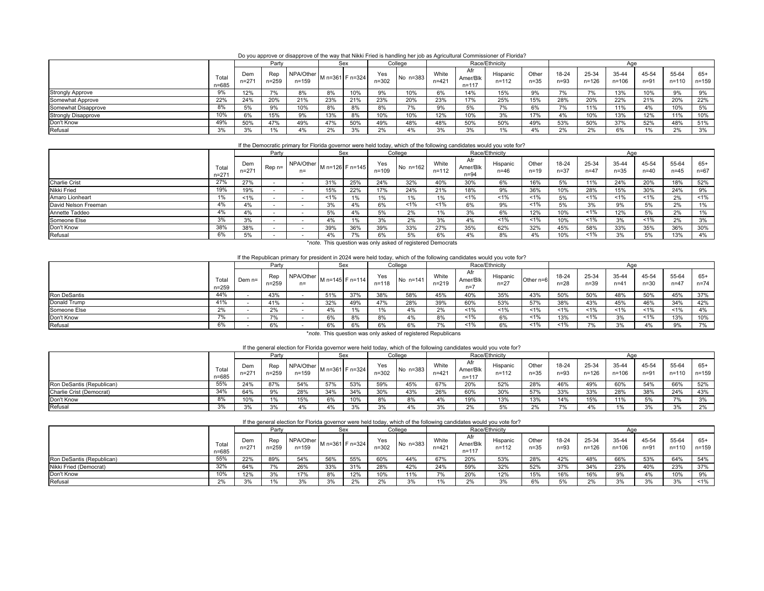Do you approve or disapprove of the way that Nikki Fried is handling her job as Agricultural Commissioner of Florida?

| | Total n=685 | Party | | | Sex | | College | | Race/Ethnicity | | | | Age | | | | | |
|---|---|---|---|---|---|---|---|---|---|---|---|---|---|---|---|---|---|---|
| | | Dem n=271 | Rep n=259 | NPA/Other n=159 | M n=361 | F n=324 | Yes n=302 | No n=383 | White n=421 | Afr Amer/Blk n=117 | Hispanic n=112 | Other n=35 | 18-24 n=93 | 25-34 n=126 | 35-44 n=106 | 45-54 n=91 | 55-64 n=110 | 65+ n=159 |
| Strongly Approve | 9% | 12% | 7% | 8% | 8% | 10% | 9% | 10% | 6% | 14% | 15% | 9% | 7% | 7% | 13% | 10% | 9% | 9% |
| Somewhat Approve | 22% | 24% | 20% | 21% | 23% | 21% | 23% | 20% | 23% | 17% | 25% | 15% | 28% | 20% | 22% | 21% | 20% | 22% |
| Somewhat Disapprove | 8% | 5% | 9% | 10% | 8% | 8% | 8% | 7% | 9% | 5% | 7% | 6% | 7% | 11% | 11% | 4% | 10% | 5% |
| Strongly Disapprove | 10% | 6% | 15% | 9% | 13% | 8% | 10% | 10% | 12% | 10% | 3% | 17% | 4% | 10% | 13% | 12% | 11% | 10% |
| Don't Know | 49% | 50% | 47% | 49% | 47% | 50% | 49% | 48% | 48% | 50% | 50% | 49% | 53% | 50% | 37% | 52% | 48% | 51% |
| Refusal | 3% | 3% | 1% | 4% | 2% | 3% | 2% | 4% | 3% | 3% | 1% | 4% | 2% | 2% | 6% | 1% | 2% | 3% |

If the Democratic primary for Florida governor were held today, which of the following candidates would you vote for?

| | Total n=271 | Party | | | Sex | | College | | Race/Ethnicity | | | | Age | | | | | |
|---|---|---|---|---|---|---|---|---|---|---|---|---|---|---|---|---|---|---|
| | | Dem n=271 | Rep n= | NPA/Other n= | M n=126 | F n=145 | Yes n=109 | No n=162 | White n=112 | Afr Amer/Blk n=94 | Hispanic n=46 | Other n=19 | 18-24 n=37 | 25-34 n=47 | 35-44 n=35 | 45-54 n=40 | 55-64 n=45 | 65+ n=67 |
| Charlie Crist | 27% | 27% | - | - | 31% | 25% | 24% | 32% | 40% | 30% | 6% | 16% | 5% | 11% | 24% | 20% | 18% | 52% |
| Nikki Fried | 19% | 19% | - | - | 15% | 22% | 17% | 24% | 21% | 18% | 9% | 36% | 10% | 28% | 15% | 30% | 24% | 9% |
| Amaro Lionheart | 1% | <1% | - | - | <1% | 1% | 1% | 1% | 1% | <1% | <1% | <1% | 5% | <1% | <1% | <1% | 2% | <1% |
| David Nelson Freeman | 4% | 4% | - | - | 3% | 4% | 6% | <1% | <1% | 6% | 9% | <1% | 5% | 3% | 9% | 5% | 2% | 1% |
| Annette Taddeo | 4% | 4% | - | - | 5% | 4% | 5% | 2% | 1% | 3% | 6% | 12% | 10% | <1% | 12% | 5% | 2% | 1% |
| Someone Else | 3% | 3% | - | - | 4% | 1% | 3% | 2% | 3% | 4% | <1% | <1% | 10% | <1% | 3% | <1% | 2% | 3% |
| Don't Know | 38% | 38% | - | - | 39% | 36% | 39% | 33% | 27% | 35% | 62% | 32% | 45% | 58% | 33% | 35% | 36% | 30% |
| Refusal | 6% | 5% | - | - | 4% | 7% | 6% | 5% | 6% | 4% | 8% | 4% | 10% | <1% | 3% | 5% | 13% | 4% |

*note. This question was only asked of registered Democrats

If the Republican primary for president in 2024 were held today, which of the following candidates would you vote for?

| | Total n=259 | Party | | | Sex | | College | | Race/Ethnicity | | | | Age | | | | | |
|---|---|---|---|---|---|---|---|---|---|---|---|---|---|---|---|---|---|---|
| | | Dem n= | Rep n=259 | NPA/Other n= | M n=145 | F n=114 | Yes n=118 | No n=141 | White n=219 | Afr Amer/Blk n=7 | Hispanic n=27 | Other n=6 | 18-24 n=28 | 25-34 n=39 | 35-44 n=41 | 45-54 n=30 | 55-64 n=47 | 65+ n=74 |
| Ron DeSantis | 44% | - | 43% | - | 51% | 37% | 38% | 58% | 45% | 40% | 35% | 43% | 50% | 50% | 48% | 50% | 45% | 37% |
| Donald Trump | 41% | - | 41% | - | 32% | 49% | 47% | 28% | 39% | 60% | 53% | 57% | 38% | 43% | 45% | 46% | 34% | 42% |
| Someone Else | 2% | - | 2% | - | 4% | 1% | 1% | 4% | 2% | <1% | <1% | <1% | <1% | <1% | <1% | <1% | <1% | 4% |
| Don't Know | 7% | - | 7% | - | 6% | 8% | 8% | 4% | 8% | <1% | 6% | <1% | 13% | <1% | 3% | <1% | 13% | 10% |
| Refusal | 6% | - | 6% | - | 6% | 6% | 6% | 6% | 7% | <1% | 6% | <1% | <1% | 7% | 3% | 4% | 9% | 7% |

*note. This question was only asked of registered Republicans

If the general election for Florida governor were held today, which of the following candidates would you vote for?

| | Total n=685 | Party | | | Sex | | College | | Race/Ethnicity | | | | Age | | | | | |
|---|---|---|---|---|---|---|---|---|---|---|---|---|---|---|---|---|---|---|
| | | Dem n=271 | Rep n=259 | NPA/Other n=159 | M n=361 | F n=324 | Yes n=302 | No n=383 | White n=421 | Afr Amer/Blk n=117 | Hispanic n=112 | Other n=35 | 18-24 n=93 | 25-34 n=126 | 35-44 n=106 | 45-54 n=91 | 55-64 n=110 | 65+ n=159 |
| Ron DeSantis (Republican) | 55% | 24% | 87% | 54% | 57% | 53% | 59% | 45% | 67% | 20% | 52% | 28% | 46% | 49% | 60% | 54% | 66% | 52% |
| Charlie Crist (Democrat) | 34% | 64% | 9% | 28% | 34% | 34% | 30% | 43% | 26% | 60% | 30% | 57% | 33% | 33% | 28% | 38% | 24% | 43% |
| Don't Know | 8% | 10% | 1% | 15% | 6% | 10% | 8% | 8% | 4% | 19% | 13% | 13% | 14% | 15% | 11% | 5% | 7% | 3% |
| Refusal | 3% | 3% | 3% | 4% | 4% | 3% | 3% | 4% | 3% | 2% | 5% | 2% | 7% | 4% | 1% | 3% | 3% | 2% |

If the general election for Florida governor were held today, which of the following candidates would you vote for?

| | Total n=685 | Party | | | Sex | | College | | Race/Ethnicity | | | | Age | | | | | |
|---|---|---|---|---|---|---|---|---|---|---|---|---|---|---|---|---|---|---|
| | | Dem n=271 | Rep n=259 | NPA/Other n=159 | M n=361 | F n=324 | Yes n=302 | No n=383 | White n=421 | Afr Amer/Blk n=117 | Hispanic n=112 | Other n=35 | 18-24 n=93 | 25-34 n=126 | 35-44 n=106 | 45-54 n=91 | 55-64 n=110 | 65+ n=159 |
| Ron DeSantis (Republican) | 55% | 22% | 89% | 54% | 56% | 55% | 60% | 44% | 67% | 20% | 53% | 28% | 42% | 48% | 66% | 53% | 64% | 54% |
| Nikki Fried (Democrat) | 32% | 64% | 7% | 26% | 33% | 31% | 28% | 42% | 24% | 59% | 32% | 52% | 37% | 34% | 23% | 40% | 23% | 37% |
| Don't Know | 10% | 12% | 3% | 17% | 8% | 12% | 10% | 11% | 7% | 20% | 12% | 15% | 16% | 16% | 9% | 4% | 10% | 9% |
| Refusal | 2% | 3% | 1% | 3% | 3% | 2% | 2% | 3% | 1% | 2% | 3% | 6% | 5% | 2% | 3% | 3% | 3% | <1% |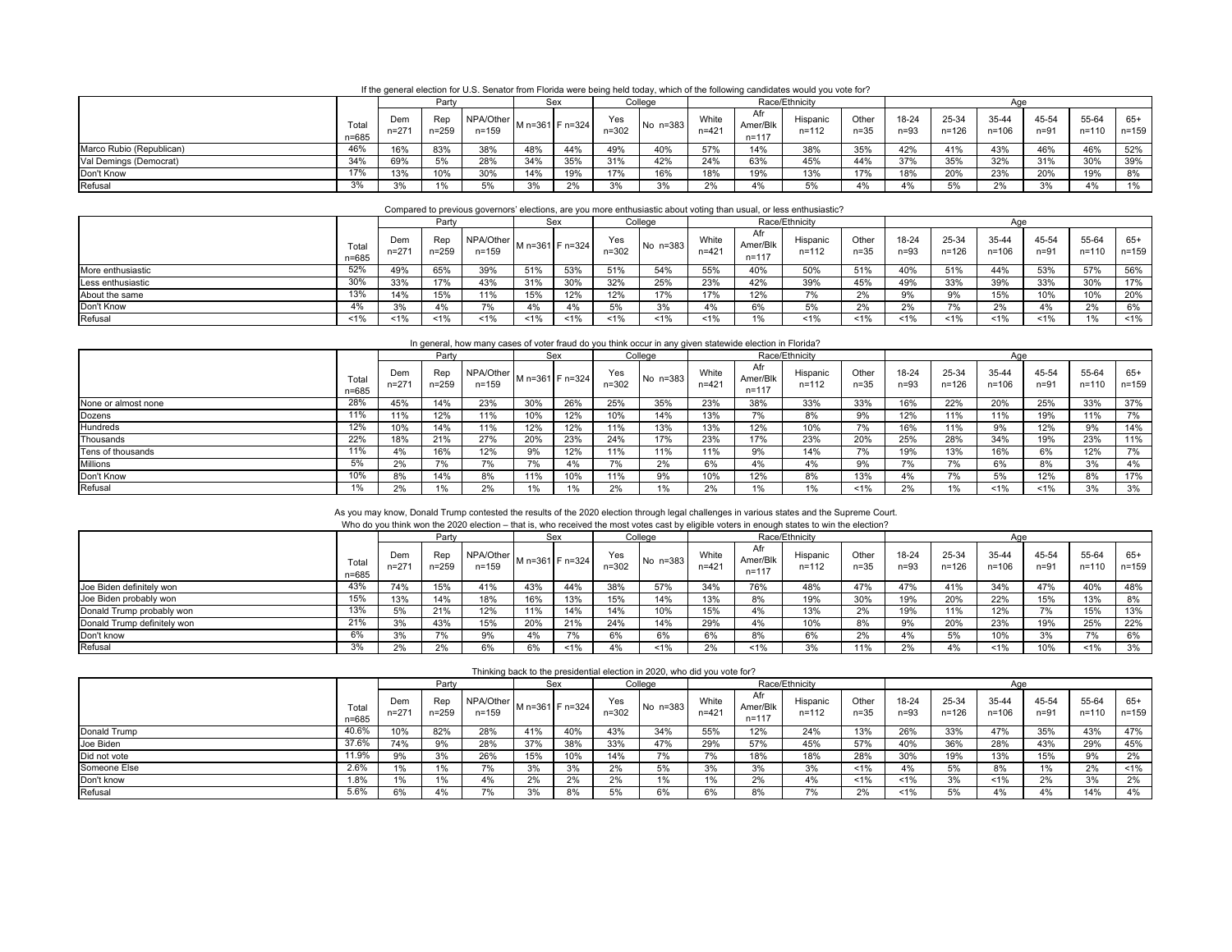If the general election for U.S. Senator from Florida were being held today, which of the following candidates would you vote for?

| | Total n=685 | Party | | | Sex | | College | | Race/Ethnicity | | | | Age | | | | | |
|---|---|---|---|---|---|---|---|---|---|---|---|---|---|---|---|---|---|---|
| | | Dem n=271 | Rep n=259 | NPA/Other n=159 | M n=361 | F n=324 | Yes n=302 | No n=383 | White n=421 | Afr Amer/Blk n=117 | Hispanic n=112 | Other n=35 | 18-24 n=93 | 25-34 n=126 | 35-44 n=106 | 45-54 n=91 | 55-64 n=110 | 65+ n=159 |
| Marco Rubio (Republican) | 46% | 16% | 83% | 38% | 48% | 44% | 49% | 40% | 57% | 14% | 38% | 35% | 42% | 41% | 43% | 46% | 46% | 52% |
| Val Demings (Democrat) | 34% | 69% | 5% | 28% | 34% | 35% | 31% | 42% | 24% | 63% | 45% | 44% | 37% | 35% | 32% | 31% | 30% | 39% |
| Don't Know | 17% | 13% | 10% | 30% | 14% | 19% | 17% | 16% | 18% | 19% | 13% | 17% | 18% | 20% | 23% | 20% | 19% | 8% |
| Refusal | 3% | 3% | 1% | 5% | 3% | 2% | 3% | 3% | 2% | 4% | 5% | 4% | 4% | 5% | 2% | 3% | 4% | 1% |

Compared to previous governors' elections, are you more enthusiastic about voting than usual, or less enthusiastic?

| | Total n=685 | Party | | | Sex | | College | | Race/Ethnicity | | | | Age | | | | | |
|---|---|---|---|---|---|---|---|---|---|---|---|---|---|---|---|---|---|---|
| | | Dem n=271 | Rep n=259 | NPA/Other n=159 | M n=361 | F n=324 | Yes n=302 | No n=383 | White n=421 | Afr Amer/Blk n=117 | Hispanic n=112 | Other n=35 | 18-24 n=93 | 25-34 n=126 | 35-44 n=106 | 45-54 n=91 | 55-64 n=110 | 65+ n=159 |
| More enthusiastic | 52% | 49% | 65% | 39% | 51% | 53% | 51% | 54% | 55% | 40% | 50% | 51% | 40% | 51% | 44% | 53% | 57% | 56% |
| Less enthusiastic | 30% | 33% | 17% | 43% | 31% | 30% | 32% | 25% | 23% | 42% | 39% | 45% | 49% | 33% | 39% | 33% | 30% | 17% |
| About the same | 13% | 14% | 15% | 11% | 15% | 12% | 12% | 17% | 17% | 12% | 7% | 2% | 9% | 9% | 15% | 10% | 10% | 20% |
| Don't Know | 4% | 3% | 4% | 7% | 4% | 4% | 5% | 3% | 4% | 6% | 5% | 2% | 2% | 7% | 2% | 4% | 2% | 6% |
| Refusal | <1% | <1% | <1% | <1% | <1% | <1% | <1% | <1% | <1% | 1% | <1% | <1% | <1% | <1% | <1% | <1% | 1% | <1% |

In general, how many cases of voter fraud do you think occur in any given statewide election in Florida?

| | Total n=685 | Party | | | Sex | | College | | Race/Ethnicity | | | | Age | | | | | |
|---|---|---|---|---|---|---|---|---|---|---|---|---|---|---|---|---|---|---|
| | | Dem n=271 | Rep n=259 | NPA/Other n=159 | M n=361 | F n=324 | Yes n=302 | No n=383 | White n=421 | Afr Amer/Blk n=117 | Hispanic n=112 | Other n=35 | 18-24 n=93 | 25-34 n=126 | 35-44 n=106 | 45-54 n=91 | 55-64 n=110 | 65+ n=159 |
| None or almost none | 28% | 45% | 14% | 23% | 30% | 26% | 25% | 35% | 23% | 38% | 33% | 33% | 16% | 22% | 20% | 25% | 33% | 37% |
| Dozens | 11% | 11% | 12% | 11% | 10% | 12% | 10% | 14% | 13% | 7% | 8% | 9% | 12% | 11% | 11% | 19% | 11% | 7% |
| Hundreds | 12% | 10% | 14% | 11% | 12% | 12% | 11% | 13% | 13% | 12% | 10% | 7% | 16% | 11% | 9% | 12% | 9% | 14% |
| Thousands | 22% | 18% | 21% | 27% | 20% | 23% | 24% | 17% | 23% | 17% | 23% | 20% | 25% | 28% | 34% | 19% | 23% | 11% |
| Tens of thousands | 11% | 4% | 16% | 12% | 9% | 12% | 11% | 11% | 11% | 9% | 14% | 7% | 19% | 13% | 16% | 6% | 12% | 7% |
| Millions | 5% | 2% | 7% | 7% | 7% | 4% | 7% | 2% | 6% | 4% | 4% | 9% | 7% | 7% | 6% | 8% | 3% | 4% |
| Don't Know | 10% | 8% | 14% | 8% | 11% | 10% | 11% | 9% | 10% | 12% | 8% | 13% | 4% | 7% | 5% | 12% | 8% | 17% |
| Refusal | 1% | 2% | 1% | 2% | 1% | 1% | 2% | 1% | 2% | 1% | 1% | <1% | 2% | 1% | <1% | <1% | 3% | 3% |

As you may know, Donald Trump contested the results of the 2020 election through legal challenges in various states and the Supreme Court.
Who do you think won the 2020 election – that is, who received the most votes cast by eligible voters in enough states to win the election?

| | Total n=685 | Party | | | Sex | | College | | Race/Ethnicity | | | | Age | | | | | |
|---|---|---|---|---|---|---|---|---|---|---|---|---|---|---|---|---|---|---|
| | | Dem n=271 | Rep n=259 | NPA/Other n=159 | M n=361 | F n=324 | Yes n=302 | No n=383 | White n=421 | Afr Amer/Blk n=117 | Hispanic n=112 | Other n=35 | 18-24 n=93 | 25-34 n=126 | 35-44 n=106 | 45-54 n=91 | 55-64 n=110 | 65+ n=159 |
| Joe Biden definitely won | 43% | 74% | 15% | 41% | 43% | 44% | 38% | 57% | 34% | 76% | 48% | 47% | 47% | 41% | 34% | 47% | 40% | 48% |
| Joe Biden probably won | 15% | 13% | 14% | 18% | 16% | 13% | 15% | 14% | 13% | 8% | 19% | 30% | 19% | 20% | 22% | 15% | 13% | 8% |
| Donald Trump probably won | 13% | 5% | 21% | 12% | 11% | 14% | 14% | 10% | 15% | 4% | 13% | 2% | 19% | 11% | 12% | 7% | 15% | 13% |
| Donald Trump definitely won | 21% | 3% | 43% | 15% | 20% | 21% | 24% | 14% | 29% | 4% | 10% | 8% | 9% | 20% | 23% | 19% | 25% | 22% |
| Don't know | 6% | 3% | 7% | 9% | 4% | 7% | 6% | 6% | 6% | 8% | 6% | 2% | 4% | 5% | 10% | 3% | 7% | 6% |
| Refusal | 3% | 2% | 2% | 6% | 6% | <1% | 4% | <1% | 2% | <1% | 3% | 11% | 2% | 4% | <1% | 10% | <1% | 3% |

Thinking back to the presidential election in 2020, who did you vote for?

| | Total n=685 | Party | | | Sex | | College | | Race/Ethnicity | | | | Age | | | | | |
|---|---|---|---|---|---|---|---|---|---|---|---|---|---|---|---|---|---|---|
| | | Dem n=271 | Rep n=259 | NPA/Other n=159 | M n=361 | F n=324 | Yes n=302 | No n=383 | White n=421 | Afr Amer/Blk n=117 | Hispanic n=112 | Other n=35 | 18-24 n=93 | 25-34 n=126 | 35-44 n=106 | 45-54 n=91 | 55-64 n=110 | 65+ n=159 |
| Donald Trump | 40.6% | 10% | 82% | 28% | 41% | 40% | 43% | 34% | 55% | 12% | 24% | 13% | 26% | 33% | 47% | 35% | 43% | 47% |
| Joe Biden | 37.6% | 74% | 9% | 28% | 37% | 38% | 33% | 47% | 29% | 57% | 45% | 57% | 40% | 36% | 28% | 43% | 29% | 45% |
| Did not vote | 11.9% | 9% | 3% | 26% | 15% | 10% | 14% | 7% | 7% | 18% | 18% | 28% | 30% | 19% | 13% | 15% | 9% | 2% |
| Someone Else | 2.6% | 1% | 1% | 7% | 3% | 3% | 2% | 5% | 3% | 3% | 3% | <1% | 4% | 5% | 8% | 1% | 2% | <1% |
| Don't know | 1.8% | 1% | 1% | 4% | 2% | 2% | 2% | 1% | 1% | 2% | 4% | <1% | <1% | 3% | <1% | 2% | 3% | 2% |
| Refusal | 5.6% | 6% | 4% | 7% | 3% | 8% | 5% | 6% | 6% | 8% | 7% | 2% | <1% | 5% | 4% | 4% | 14% | 4% |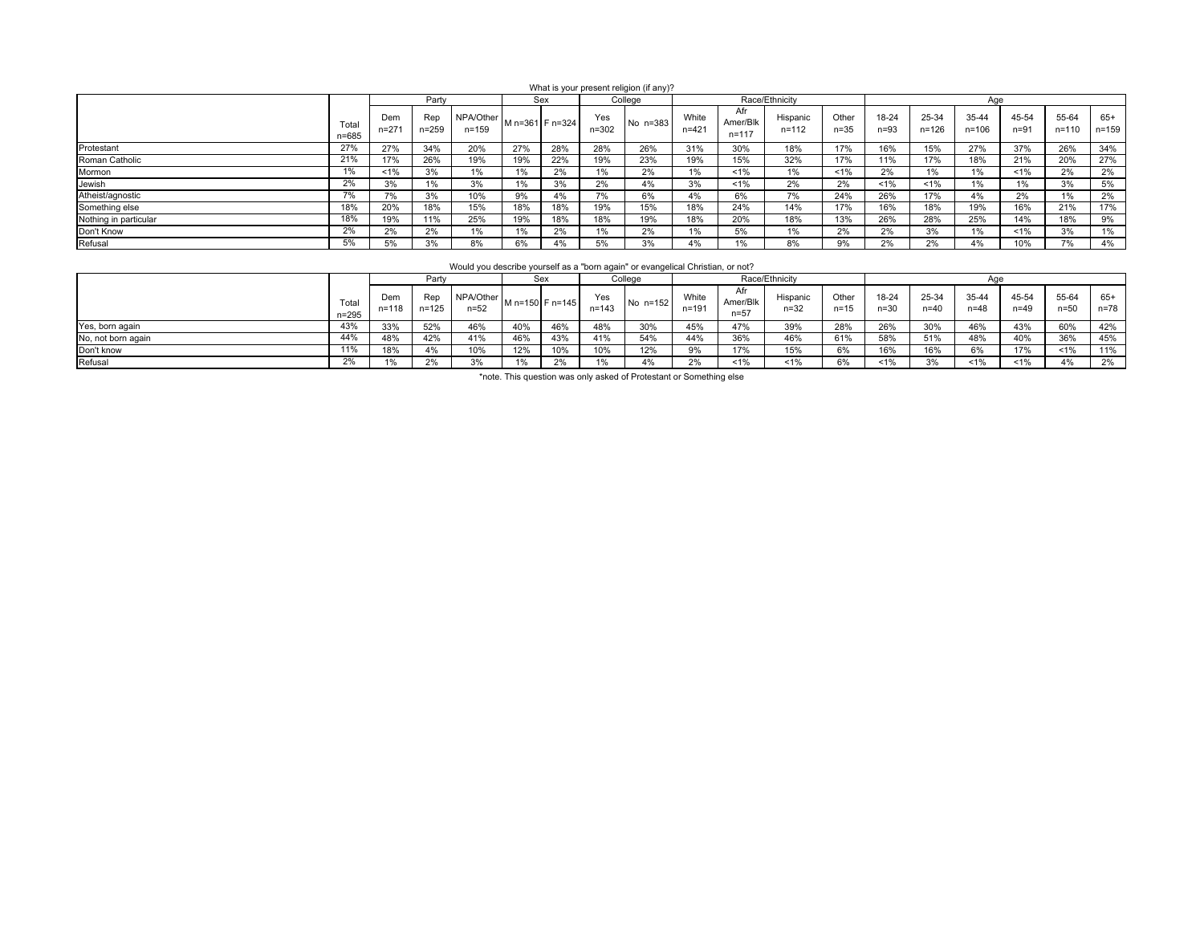What is your present religion (if any)?

| | Total n=685 | Party | | | Sex | | College | | Race/Ethnicity | | | | Age | | | | | |
|---|---|---|---|---|---|---|---|---|---|---|---|---|---|---|---|---|---|---|
| | | Dem n=271 | Rep n=259 | NPA/Other n=159 | M n=361 | F n=324 | Yes n=302 | No n=383 | White n=421 | Afr Amer/Blk n=117 | Hispanic n=112 | Other n=35 | 18-24 n=93 | 25-34 n=126 | 35-44 n=106 | 45-54 n=91 | 55-64 n=110 | 65+ n=159 |
| Protestant | 27% | 27% | 34% | 20% | 27% | 28% | 28% | 26% | 31% | 30% | 18% | 17% | 16% | 15% | 27% | 37% | 26% | 34% |
| Roman Catholic | 21% | 17% | 26% | 19% | 19% | 22% | 19% | 23% | 19% | 15% | 32% | 17% | 11% | 17% | 18% | 21% | 20% | 27% |
| Mormon | 1% | <1% | 3% | 1% | 1% | 2% | 1% | 2% | 1% | <1% | 1% | <1% | 2% | 1% | 1% | <1% | 2% | 2% |
| Jewish | 2% | 3% | 1% | 3% | 1% | 3% | 2% | 4% | 3% | <1% | 2% | 2% | <1% | <1% | 1% | 1% | 3% | 5% |
| Atheist/agnostic | 7% | 7% | 3% | 10% | 9% | 4% | 7% | 6% | 4% | 6% | 7% | 24% | 26% | 17% | 4% | 2% | 1% | 2% |
| Something else | 18% | 20% | 18% | 15% | 18% | 18% | 19% | 15% | 18% | 24% | 14% | 17% | 16% | 18% | 19% | 16% | 21% | 17% |
| Nothing in particular | 18% | 19% | 11% | 25% | 19% | 18% | 18% | 19% | 18% | 20% | 18% | 13% | 26% | 28% | 25% | 14% | 18% | 9% |
| Don't Know | 2% | 2% | 2% | 1% | 1% | 2% | 1% | 2% | 1% | 5% | 1% | 2% | 2% | 3% | 1% | <1% | 3% | 1% |
| Refusal | 5% | 5% | 3% | 8% | 6% | 4% | 5% | 3% | 4% | 1% | 8% | 9% | 2% | 2% | 4% | 10% | 7% | 4% |

Would you describe yourself as a "born again" or evangelical Christian, or not?

| | Total n=295 | Party | | | Sex | | College | | Race/Ethnicity | | | | Age | | | | | |
|---|---|---|---|---|---|---|---|---|---|---|---|---|---|---|---|---|---|---|
| | | Dem n=118 | Rep n=125 | NPA/Other n=52 | M n=150 | F n=145 | Yes n=143 | No n=152 | White n=191 | Afr Amer/Blk n=57 | Hispanic n=32 | Other n=15 | 18-24 n=30 | 25-34 n=40 | 35-44 n=48 | 45-54 n=49 | 55-64 n=50 | 65+ n=78 |
| Yes, born again | 43% | 33% | 52% | 46% | 40% | 46% | 48% | 30% | 45% | 47% | 39% | 28% | 26% | 30% | 46% | 43% | 60% | 42% |
| No, not born again | 44% | 48% | 42% | 41% | 46% | 43% | 41% | 54% | 44% | 36% | 46% | 61% | 58% | 51% | 48% | 40% | 36% | 45% |
| Don't know | 11% | 18% | 4% | 10% | 12% | 10% | 10% | 12% | 9% | 17% | 15% | 6% | 16% | 16% | 6% | 17% | <1% | 11% |
| Refusal | 2% | 1% | 2% | 3% | 1% | 2% | 1% | 4% | 2% | <1% | <1% | 6% | <1% | 3% | <1% | <1% | 4% | 2% |

*note. This question was only asked of Protestant or Something else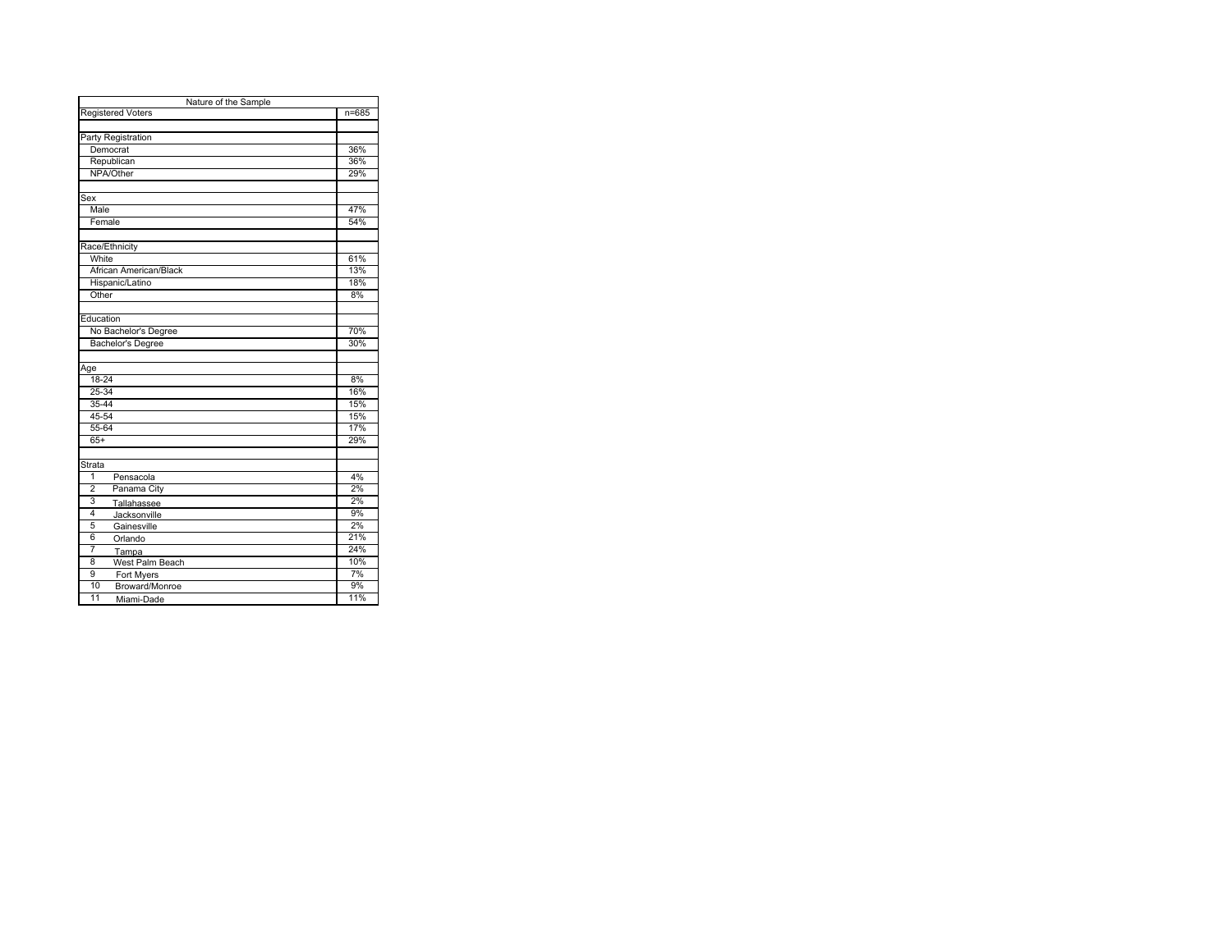| Nature of the Sample | |
|---|---|
| Registered Voters | n=685 |
| | |
| Party Registration | |
| Democrat | 36% |
| Republican | 36% |
| NPA/Other | 29% |
| | |
| Sex | |
| Male | 47% |
| Female | 54% |
| | |
| Race/Ethnicity | |
| White | 61% |
| African American/Black | 13% |
| Hispanic/Latino | 18% |
| Other | 8% |
| | |
| Education | |
| No Bachelor's Degree | 70% |
| Bachelor's Degree | 30% |
| | |
| Age | |
| 18-24 | 8% |
| 25-34 | 16% |
| 35-44 | 15% |
| 45-54 | 15% |
| 55-64 | 17% |
| 65+ | 29% |
| | |
| Strata | |
| 1 Pensacola | 4% |
| 2 Panama City | 2% |
| 3 Tallahassee | 2% |
| 4 Jacksonville | 9% |
| 5 Gainesville | 2% |
| 6 Orlando | 21% |
| 7 Tampa | 24% |
| 8 West Palm Beach | 10% |
| 9 Fort Myers | 7% |
| 10 Broward/Monroe | 9% |
| 11 Miami-Dade | 11% |